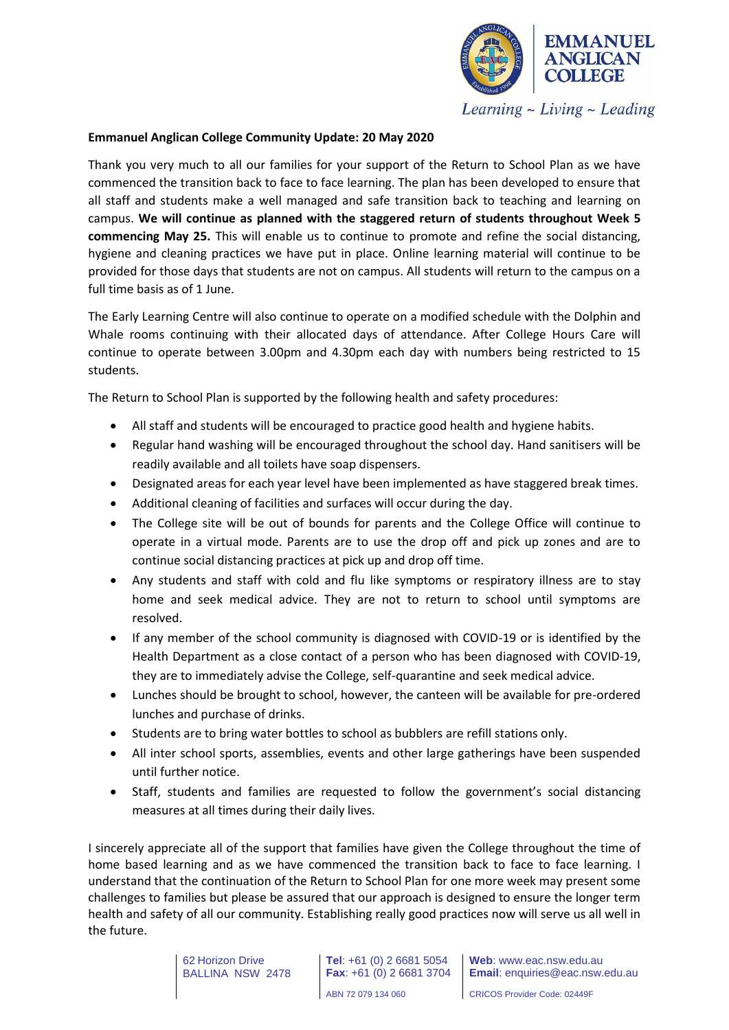**Emmanuel Anglican College Community Update: 20 May 2020**

Thank you very much to all our families for your support of the Return to School Plan as we have commenced the transition back to face to face learning. The plan has been developed to ensure that all staff and students make a well managed and safe transition back to teaching and learning on campus. **We will continue as planned with the staggered return of students throughout Week 5 commencing May 25.** This will enable us to continue to promote and refine the social distancing, hygiene and cleaning practices we have put in place. Online learning material will continue to be provided for those days that students are not on campus. All students will return to the campus on a full time basis as of 1 June.

The Early Learning Centre will also continue to operate on a modified schedule with the Dolphin and Whale rooms continuing with their allocated days of attendance. After College Hours Care will continue to operate between 3.00pm and 4.30pm each day with numbers being restricted to 15 students.

The Return to School Plan is supported by the following health and safety procedures:

- All staff and students will be encouraged to practice good health and hygiene habits.
- Regular hand washing will be encouraged throughout the school day. Hand sanitisers will be readily available and all toilets have soap dispensers.
- Designated areas for each year level have been implemented as have staggered break times.
- Additional cleaning of facilities and surfaces will occur during the day.
- The College site will be out of bounds for parents and the College Office will continue to operate in a virtual mode. Parents are to use the drop off and pick up zones and are to continue social distancing practices at pick up and drop off time.
- Any students and staff with cold and flu like symptoms or respiratory illness are to stay home and seek medical advice. They are not to return to school until symptoms are resolved.
- If any member of the school community is diagnosed with COVID-19 or is identified by the Health Department as a close contact of a person who has been diagnosed with COVID-19, they are to immediately advise the College, self-quarantine and seek medical advice.
- Lunches should be brought to school, however, the canteen will be available for pre-ordered lunches and purchase of drinks.
- Students are to bring water bottles to school as bubblers are refill stations only.
- All inter school sports, assemblies, events and other large gatherings have been suspended until further notice.
- Staff, students and families are requested to follow the government's social distancing measures at all times during their daily lives.

I sincerely appreciate all of the support that families have given the College throughout the time of home based learning and as we have commenced the transition back to face to face learning. I understand that the continuation of the Return to School Plan for one more week may present some challenges to families but please be assured that our approach is designed to ensure the longer term health and safety of all our community. Establishing really good practices now will serve us all well in the future.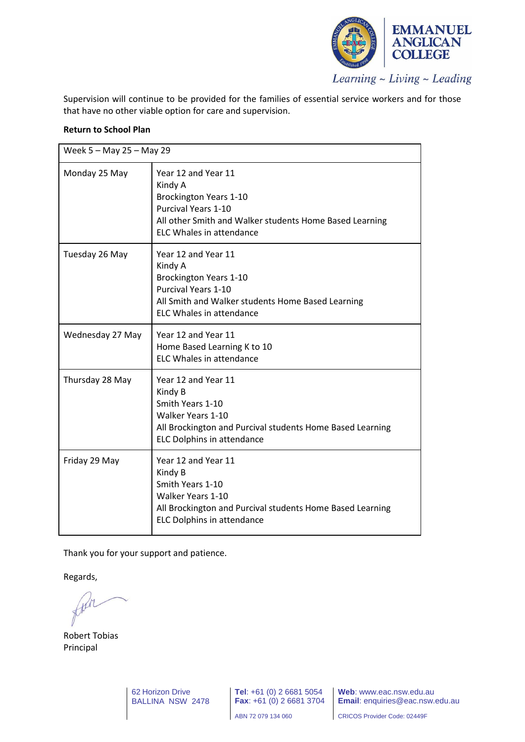Supervision will continue to be provided for the families of essential service workers and for those that have no other viable option for care and supervision.

**Return to School Plan**

| Week 5 – May 25 – May 29 | |
|---|---|
| Monday 25 May | Year 12 and Year 11<br>Kindy A<br>Brockington Years 1-10<br>Purcival Years 1-10<br>All other Smith and Walker students Home Based Learning<br>ELC Whales in attendance |
| Tuesday 26 May | Year 12 and Year 11<br>Kindy A<br>Brockington Years 1-10<br>Purcival Years 1-10<br>All Smith and Walker students Home Based Learning<br>ELC Whales in attendance |
| Wednesday 27 May | Year 12 and Year 11<br>Home Based Learning K to 10<br>ELC Whales in attendance |
| Thursday 28 May | Year 12 and Year 11<br>Kindy B<br>Smith Years 1-10<br>Walker Years 1-10<br>All Brockington and Purcival students Home Based Learning<br>ELC Dolphins in attendance |
| Friday 29 May | Year 12 and Year 11<br>Kindy B<br>Smith Years 1-10<br>Walker Years 1-10<br>All Brockington and Purcival students Home Based Learning<br>ELC Dolphins in attendance |

Thank you for your support and patience.

Regards,

Robert Tobias
Principal